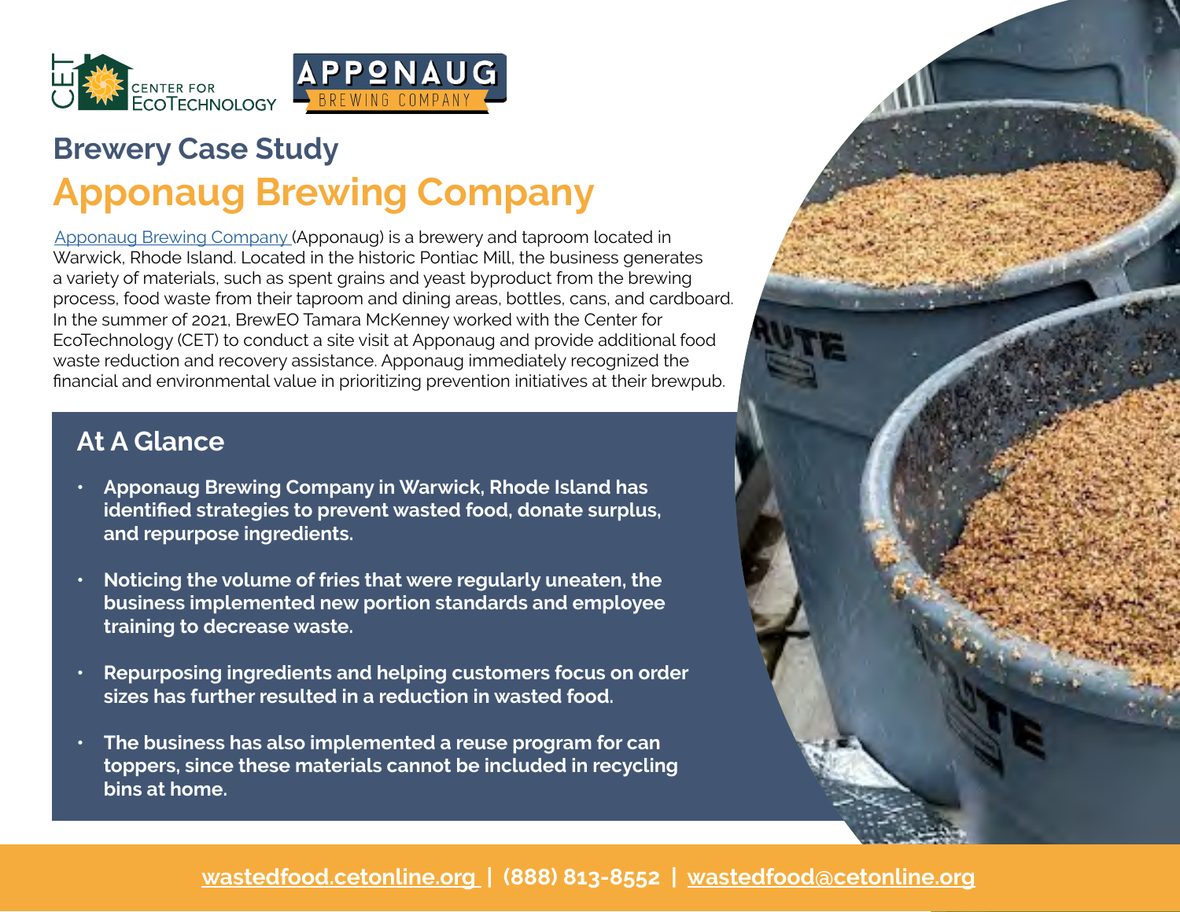# Brewery Case Study

# Apponaug Brewing Company

Apponaug Brewing Company (Apponaug) is a brewery and taproom located in Warwick, Rhode Island. Located in the historic Pontiac Mill, the business generates a variety of materials, such as spent grains and yeast byproduct from the brewing process, food waste from their taproom and dining areas, bottles, cans, and cardboard. In the summer of 2021, BrewEO Tamara McKenney worked with the Center for EcoTechnology (CET) to conduct a site visit at Apponaug and provide additional food waste reduction and recovery assistance. Apponaug immediately recognized the financial and environmental value in prioritizing prevention initiatives at their brewpub.

## At A Glance

- **Apponaug Brewing Company in Warwick, Rhode Island has identified strategies to prevent wasted food, donate surplus, and repurpose ingredients.**
- **Noticing the volume of fries that were regularly uneaten, the business implemented new portion standards and employee training to decrease waste.**
- **Repurposing ingredients and helping customers focus on order sizes has further resulted in a reduction in wasted food.**
- **The business has also implemented a reuse program for can toppers, since these materials cannot be included in recycling bins at home.**

wastedfood.cetonline.org | (888) 813-8552 | wastedfood@cetonline.org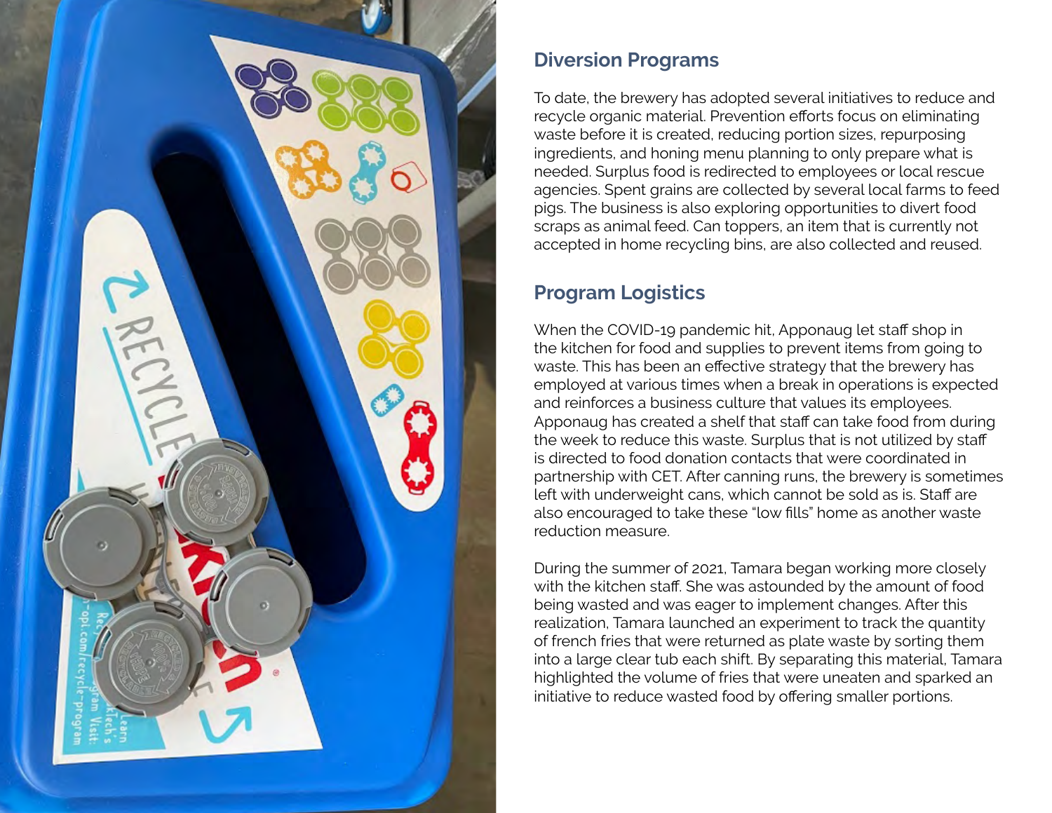## Diversion Programs

To date, the brewery has adopted several initiatives to reduce and recycle organic material. Prevention efforts focus on eliminating waste before it is created, reducing portion sizes, repurposing ingredients, and honing menu planning to only prepare what is needed. Surplus food is redirected to employees or local rescue agencies. Spent grains are collected by several local farms to feed pigs. The business is also exploring opportunities to divert food scraps as animal feed. Can toppers, an item that is currently not accepted in home recycling bins, are also collected and reused.

## Program Logistics

When the COVID-19 pandemic hit, Apponaug let staff shop in the kitchen for food and supplies to prevent items from going to waste. This has been an effective strategy that the brewery has employed at various times when a break in operations is expected and reinforces a business culture that values its employees. Apponaug has created a shelf that staff can take food from during the week to reduce this waste. Surplus that is not utilized by staff is directed to food donation contacts that were coordinated in partnership with CET. After canning runs, the brewery is sometimes left with underweight cans, which cannot be sold as is. Staff are also encouraged to take these "low fills" home as another waste reduction measure.

During the summer of 2021, Tamara began working more closely with the kitchen staff. She was astounded by the amount of food being wasted and was eager to implement changes. After this realization, Tamara launched an experiment to track the quantity of french fries that were returned as plate waste by sorting them into a large clear tub each shift. By separating this material, Tamara highlighted the volume of fries that were uneaten and sparked an initiative to reduce wasted food by offering smaller portions.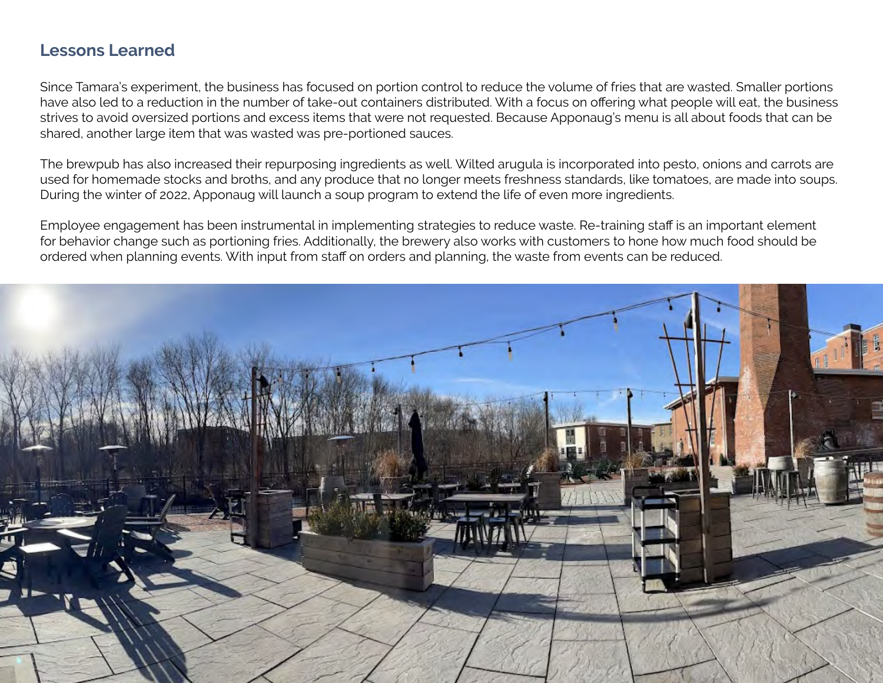## Lessons Learned

Since Tamara's experiment, the business has focused on portion control to reduce the volume of fries that are wasted. Smaller portions have also led to a reduction in the number of take-out containers distributed. With a focus on offering what people will eat, the business strives to avoid oversized portions and excess items that were not requested. Because Apponaug's menu is all about foods that can be shared, another large item that was wasted was pre-portioned sauces.

The brewpub has also increased their repurposing ingredients as well. Wilted arugula is incorporated into pesto, onions and carrots are used for homemade stocks and broths, and any produce that no longer meets freshness standards, like tomatoes, are made into soups. During the winter of 2022, Apponaug will launch a soup program to extend the life of even more ingredients.

Employee engagement has been instrumental in implementing strategies to reduce waste. Re-training staff is an important element for behavior change such as portioning fries. Additionally, the brewery also works with customers to hone how much food should be ordered when planning events. With input from staff on orders and planning, the waste from events can be reduced.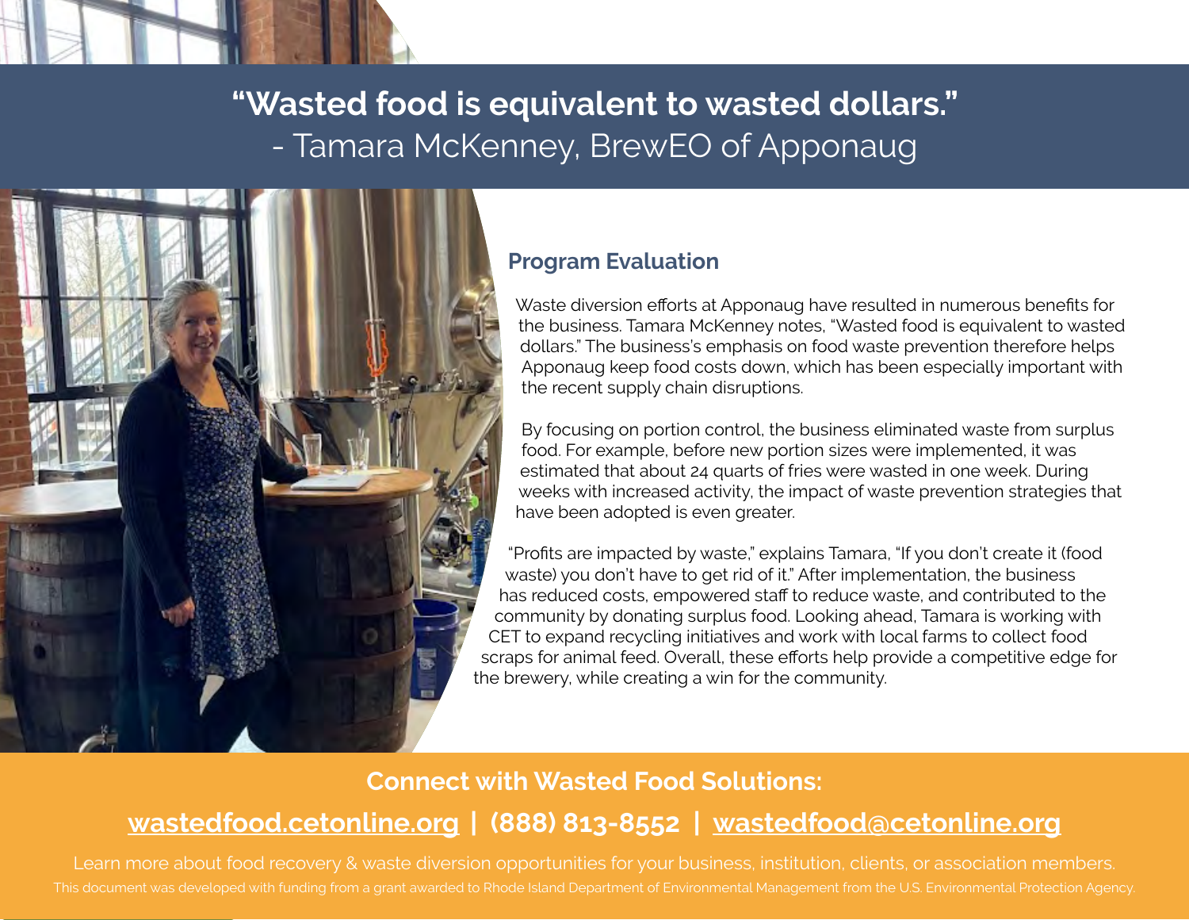# "Wasted food is equivalent to wasted dollars."

- Tamara McKenney, BrewEO of Apponaug

## Program Evaluation

Waste diversion efforts at Apponaug have resulted in numerous benefits for the business. Tamara McKenney notes, "Wasted food is equivalent to wasted dollars." The business's emphasis on food waste prevention therefore helps Apponaug keep food costs down, which has been especially important with the recent supply chain disruptions.

By focusing on portion control, the business eliminated waste from surplus food. For example, before new portion sizes were implemented, it was estimated that about 24 quarts of fries were wasted in one week. During weeks with increased activity, the impact of waste prevention strategies that have been adopted is even greater.

"Profits are impacted by waste," explains Tamara, "If you don't create it (food waste) you don't have to get rid of it." After implementation, the business has reduced costs, empowered staff to reduce waste, and contributed to the community by donating surplus food. Looking ahead, Tamara is working with CET to expand recycling initiatives and work with local farms to collect food scraps for animal feed. Overall, these efforts help provide a competitive edge for the brewery, while creating a win for the community.

**Connect with Wasted Food Solutions:**

**wastedfood.cetonline.org | (888) 813-8552 | wastedfood@cetonline.org**

Learn more about food recovery & waste diversion opportunities for your business, institution, clients, or association members.

This document was developed with funding from a grant awarded to Rhode Island Department of Environmental Management from the U.S. Environmental Protection Agency.